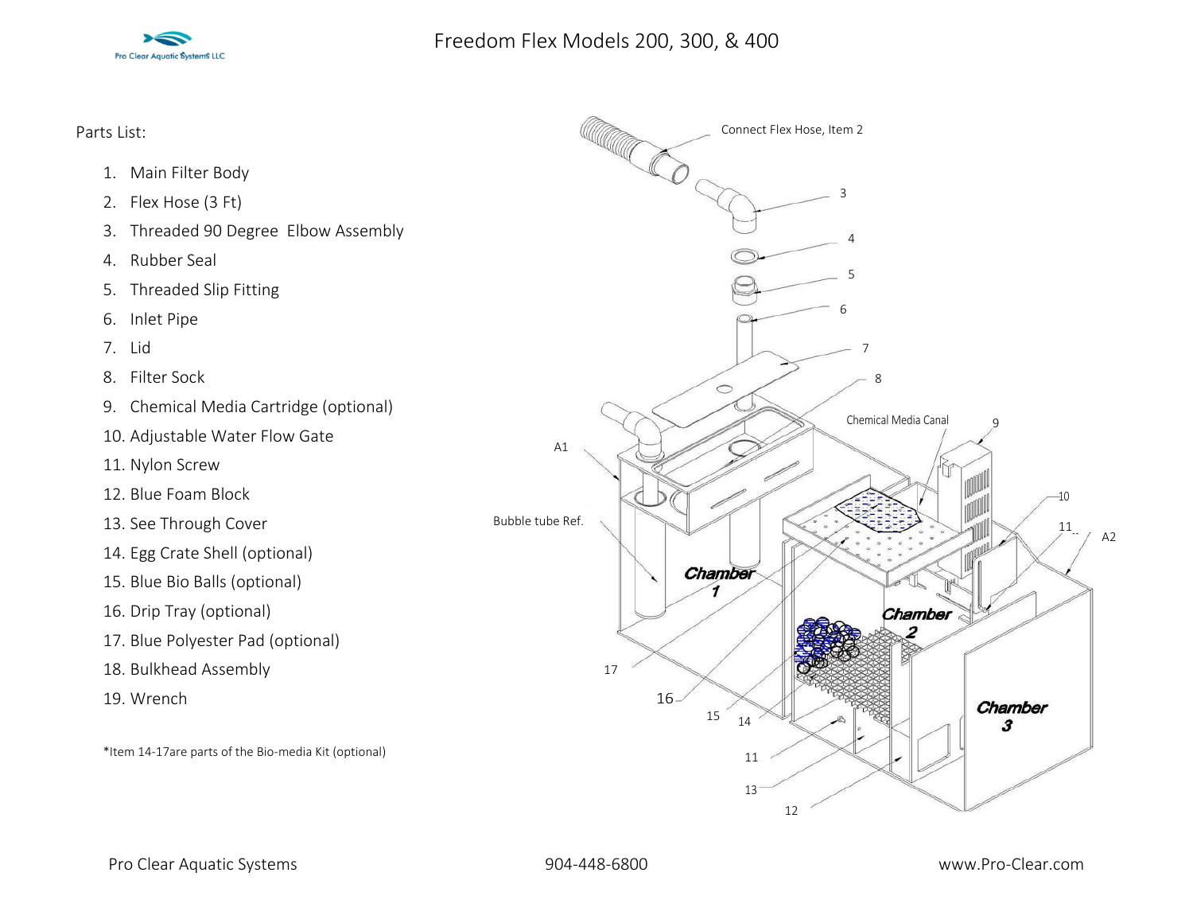# Freedom Flex Models 200, 300, & 400

Parts List:

1. Main Filter Body
2. Flex Hose (3 Ft)
3. Threaded 90 Degree Elbow Assembly
4. Rubber Seal
5. Threaded Slip Fitting
6. Inlet Pipe
7. Lid
8. Filter Sock
9. Chemical Media Cartridge (optional)
10. Adjustable Water Flow Gate
11. Nylon Screw
12. Blue Foam Block
13. See Through Cover
14. Egg Crate Shell (optional)
15. Blue Bio Balls (optional)
16. Drip Tray (optional)
17. Blue Polyester Pad (optional)
18. Bulkhead Assembly
19. Wrench

*Item 14-17are parts of the Bio-media Kit (optional)

Connect Flex Hose, Item 2

3

4

5

6

7

8

Chemical Media Canal

9

A1

10

11

A2

Bubble tube Ref.

Chamber 1

Chamber 2

Chamber 3

17

16

15

14

11

13

12

Pro Clear Aquatic Systems 904-448-6800 www.Pro-Clear.com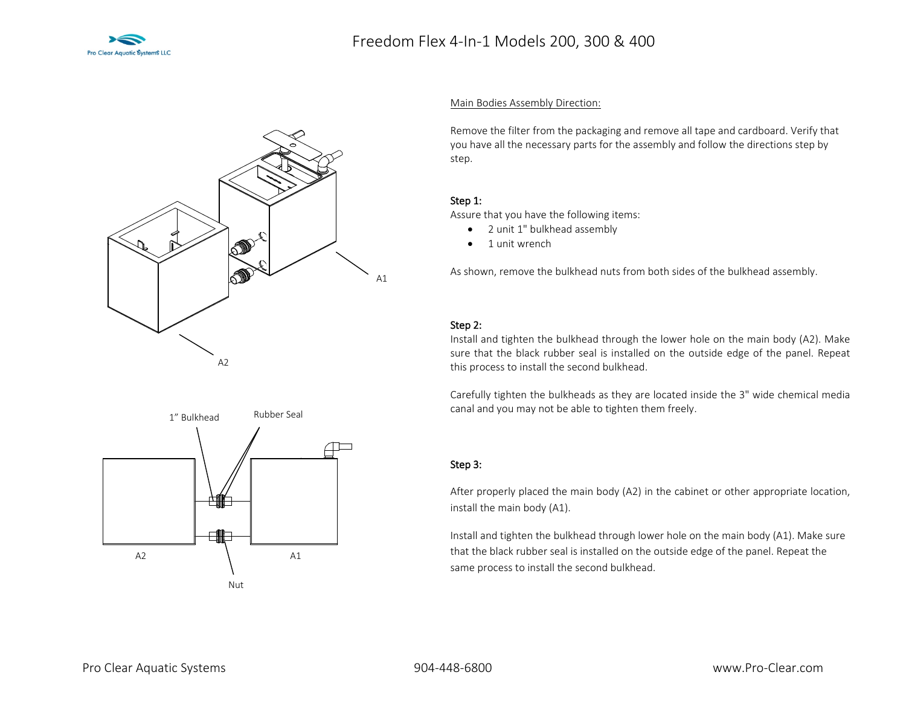# Freedom Flex 4-In-1 Models 200, 300 & 400

A1

A2

1" Bulkhead

Rubber Seal

A2

A1

Nut

Main Bodies Assembly Direction:

Remove the filter from the packaging and remove all tape and cardboard. Verify that you have all the necessary parts for the assembly and follow the directions step by step.

**Step 1:**

Assure that you have the following items:

- 2 unit 1" bulkhead assembly
- 1 unit wrench

As shown, remove the bulkhead nuts from both sides of the bulkhead assembly.

**Step 2:**

Install and tighten the bulkhead through the lower hole on the main body (A2). Make sure that the black rubber seal is installed on the outside edge of the panel. Repeat this process to install the second bulkhead.

Carefully tighten the bulkheads as they are located inside the 3" wide chemical media canal and you may not be able to tighten them freely.

**Step 3:**

After properly placed the main body (A2) in the cabinet or other appropriate location, install the main body (A1).

Install and tighten the bulkhead through lower hole on the main body (A1). Make sure that the black rubber seal is installed on the outside edge of the panel. Repeat the same process to install the second bulkhead.